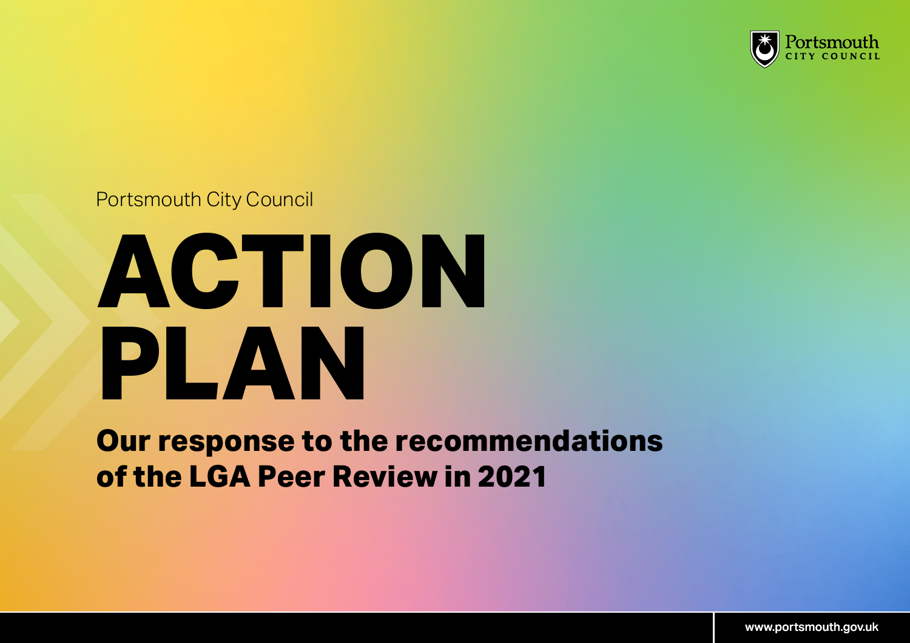Portsmouth City Council

# ACTION PLAN

## Our response to the recommendations of the LGA Peer Review in 2021

www.portsmouth.gov.uk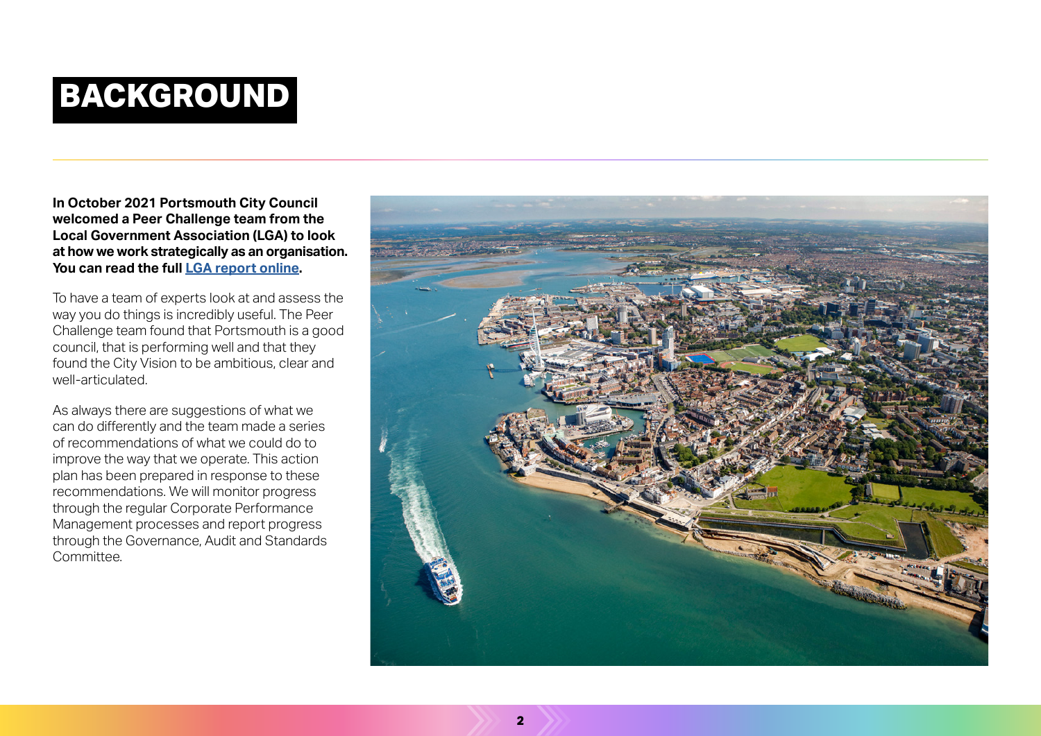# BACKGROUND

**In October 2021 Portsmouth City Council welcomed a Peer Challenge team from the Local Government Association (LGA) to look at how we work strategically as an organisation. You can read the full LGA report online.**

To have a team of experts look at and assess the way you do things is incredibly useful. The Peer Challenge team found that Portsmouth is a good council, that is performing well and that they found the City Vision to be ambitious, clear and well-articulated.

As always there are suggestions of what we can do differently and the team made a series of recommendations of what we could do to improve the way that we operate. This action plan has been prepared in response to these recommendations. We will monitor progress through the regular Corporate Performance Management processes and report progress through the Governance, Audit and Standards Committee.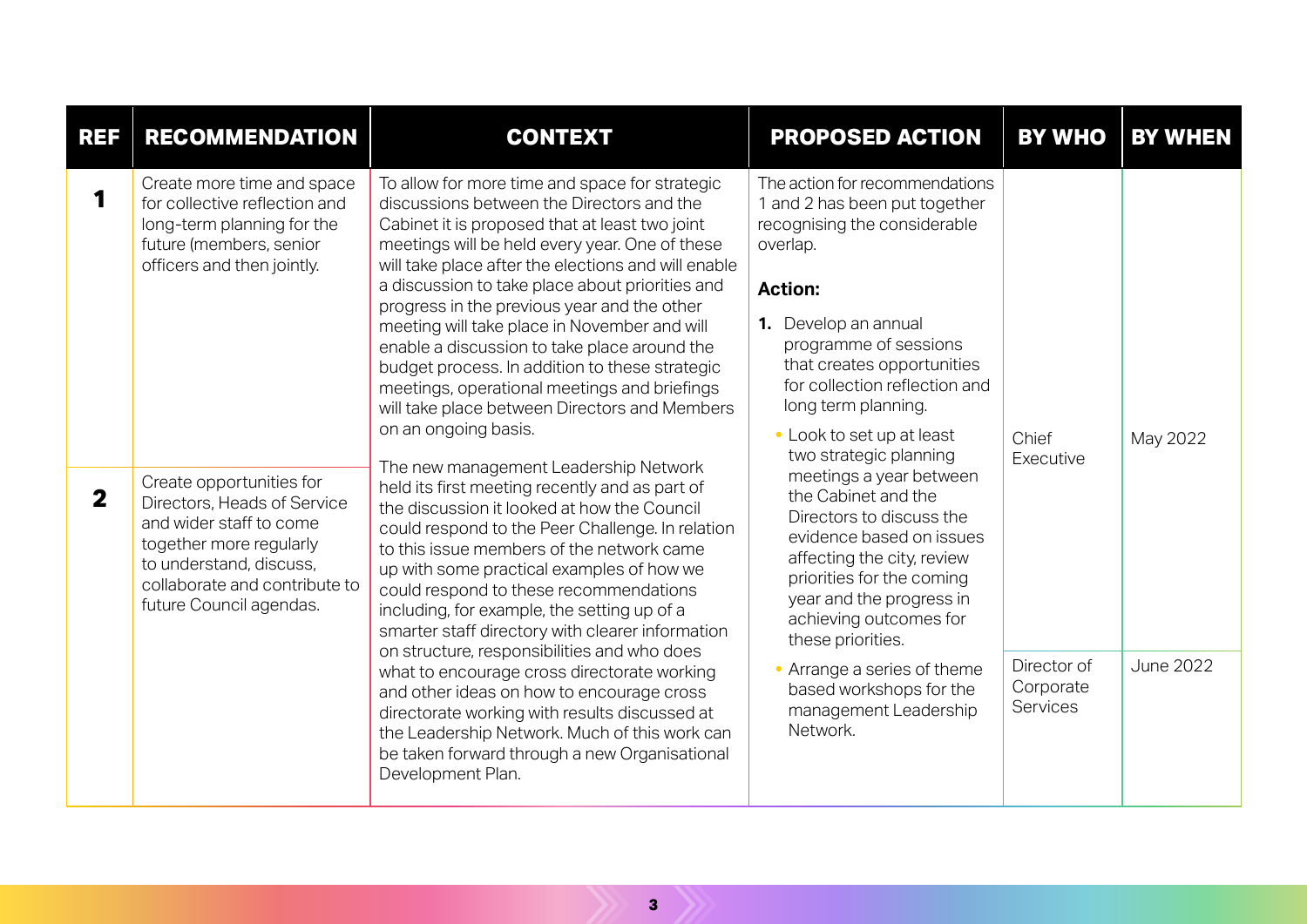| REF | RECOMMENDATION | CONTEXT | PROPOSED ACTION | BY WHO | BY WHEN |
|---|---|---|---|---|---|
| 1 | Create more time and space for collective reflection and long-term planning for the future (members, senior officers and then jointly. | To allow for more time and space for strategic discussions between the Directors and the Cabinet it is proposed that at least two joint meetings will be held every year. One of these will take place after the elections and will enable a discussion to take place about priorities and progress in the previous year and the other meeting will take place in November and will enable a discussion to take place around the budget process. In addition to these strategic meetings, operational meetings and briefings will take place between Directors and Members on an ongoing basis. | The action for recommendations 1 and 2 has been put together recognising the considerable overlap. **Action:** **1.** Develop an annual programme of sessions that creates opportunities for collection reflection and long term planning. • Look to set up at least two strategic planning meetings a year between the Cabinet and the Directors to discuss the evidence based on issues affecting the city, review priorities for the coming year and the progress in achieving outcomes for these priorities. | Chief Executive | May 2022 |
| 2 | Create opportunities for Directors, Heads of Service and wider staff to come together more regularly to understand, discuss, collaborate and contribute to future Council agendas. | The new management Leadership Network held its first meeting recently and as part of the discussion it looked at how the Council could respond to the Peer Challenge. In relation to this issue members of the network came up with some practical examples of how we could respond to these recommendations including, for example, the setting up of a smarter staff directory with clearer information on structure, responsibilities and who does what to encourage cross directorate working and other ideas on how to encourage cross directorate working with results discussed at the Leadership Network. Much of this work can be taken forward through a new Organisational Development Plan. | • Arrange a series of theme based workshops for the management Leadership Network. | Director of Corporate Services | June 2022 |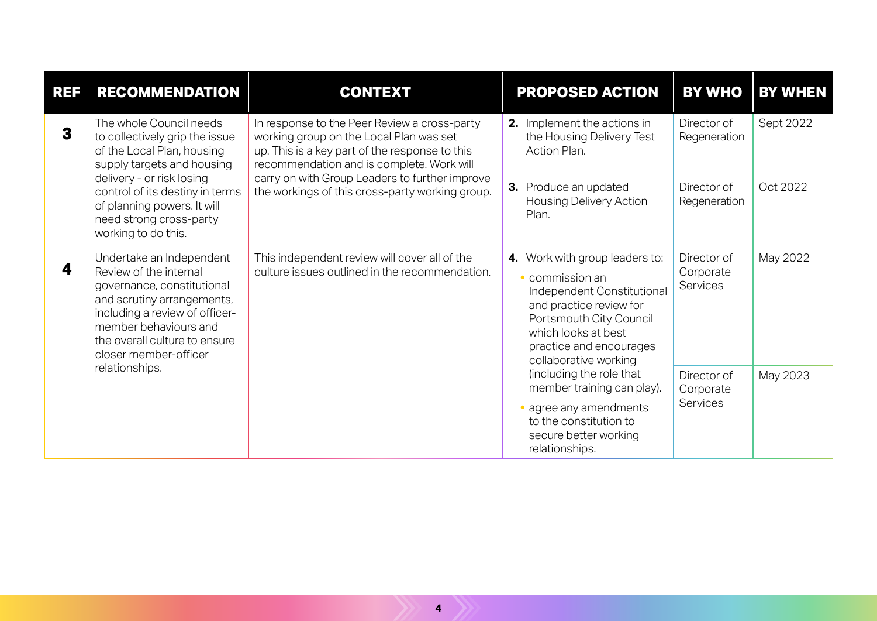| REF | RECOMMENDATION | CONTEXT | PROPOSED ACTION | BY WHO | BY WHEN |
|---|---|---|---|---|---|
| **3** | The whole Council needs to collectively grip the issue of the Local Plan, housing supply targets and housing delivery - or risk losing control of its destiny in terms of planning powers. It will need strong cross-party working to do this. | In response to the Peer Review a cross-party working group on the Local Plan was set up. This is a key part of the response to this recommendation and is complete. Work will carry on with Group Leaders to further improve the workings of this cross-party working group. | **2.** Implement the actions in the Housing Delivery Test Action Plan. | Director of Regeneration | Sept 2022 |
| | | | **3.** Produce an updated Housing Delivery Action Plan. | Director of Regeneration | Oct 2022 |
| **4** | Undertake an Independent Review of the internal governance, constitutional and scrutiny arrangements, including a review of officer-member behaviours and the overall culture to ensure closer member-officer relationships. | This independent review will cover all of the culture issues outlined in the recommendation. | **4.** Work with group leaders to: • commission an Independent Constitutional and practice review for Portsmouth City Council which looks at best practice and encourages collaborative working (including the role that member training can play). | Director of Corporate Services | May 2022 |
| | | | • agree any amendments to the constitution to secure better working relationships. | Director of Corporate Services | May 2023 |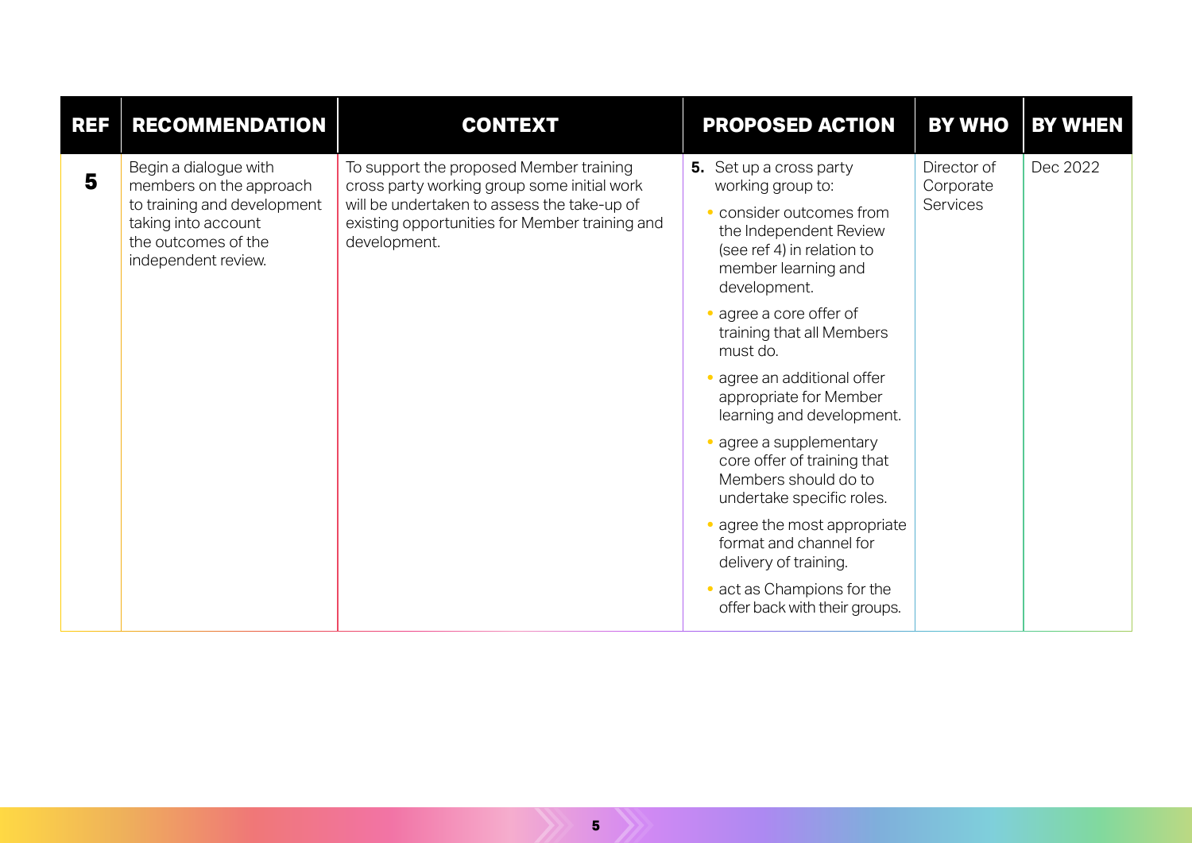| REF | RECOMMENDATION | CONTEXT | PROPOSED ACTION | BY WHO | BY WHEN |
|---|---|---|---|---|---|
| **5** | Begin a dialogue with members on the approach to training and development taking into account the outcomes of the independent review. | To support the proposed Member training cross party working group some initial work will be undertaken to assess the take-up of existing opportunities for Member training and development. | **5.** Set up a cross party working group to:<br>• consider outcomes from the Independent Review (see ref 4) in relation to member learning and development.<br>• agree a core offer of training that all Members must do.<br>• agree an additional offer appropriate for Member learning and development.<br>• agree a supplementary core offer of training that Members should do to undertake specific roles.<br>• agree the most appropriate format and channel for delivery of training.<br>• act as Champions for the offer back with their groups. | Director of Corporate Services | Dec 2022 |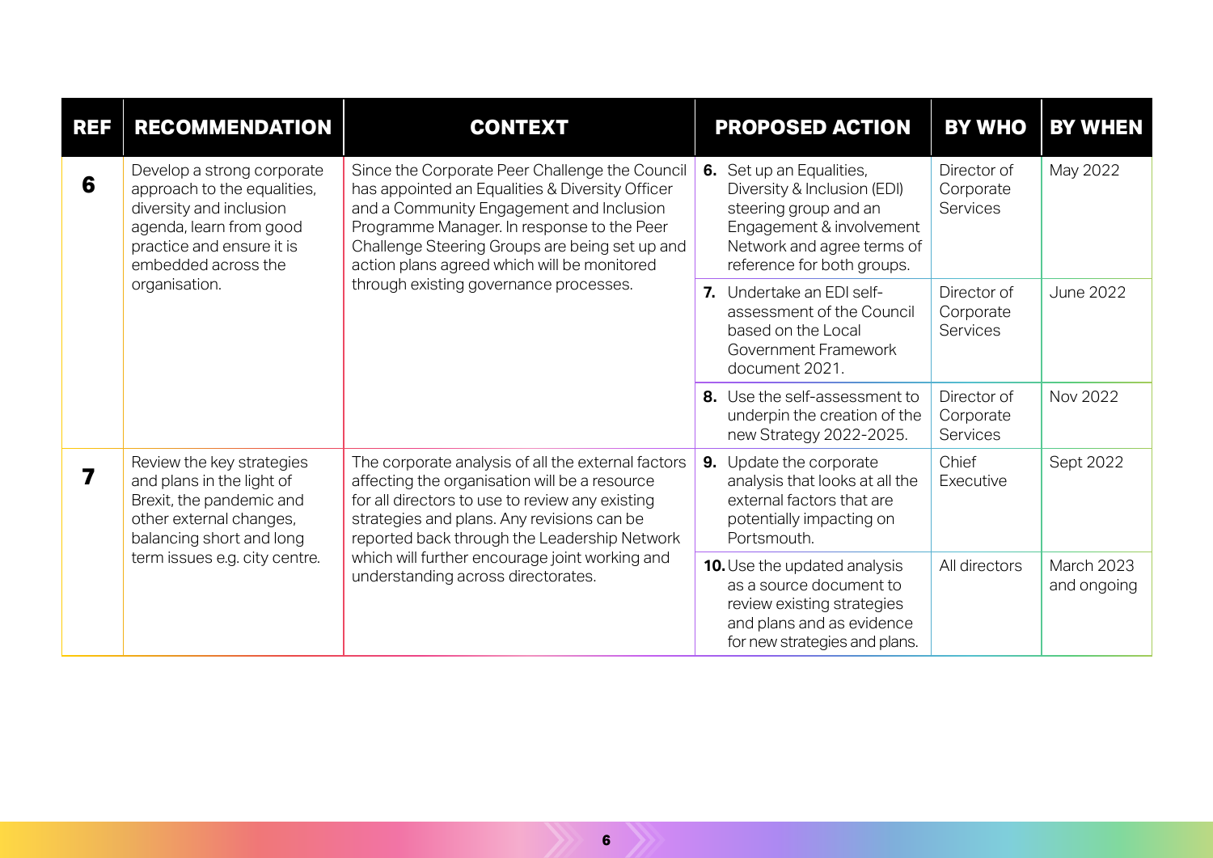| REF | RECOMMENDATION | CONTEXT | PROPOSED ACTION | BY WHO | BY WHEN |
|---|---|---|---|---|---|
| **6** | Develop a strong corporate approach to the equalities, diversity and inclusion agenda, learn from good practice and ensure it is embedded across the organisation. | Since the Corporate Peer Challenge the Council has appointed an Equalities & Diversity Officer and a Community Engagement and Inclusion Programme Manager. In response to the Peer Challenge Steering Groups are being set up and action plans agreed which will be monitored through existing governance processes. | **6.** Set up an Equalities, Diversity & Inclusion (EDI) steering group and an Engagement & involvement Network and agree terms of reference for both groups. | Director of Corporate Services | May 2022 |
| | | | **7.** Undertake an EDI self-assessment of the Council based on the Local Government Framework document 2021. | Director of Corporate Services | June 2022 |
| | | | **8.** Use the self-assessment to underpin the creation of the new Strategy 2022-2025. | Director of Corporate Services | Nov 2022 |
| **7** | Review the key strategies and plans in the light of Brexit, the pandemic and other external changes, balancing short and long term issues e.g. city centre. | The corporate analysis of all the external factors affecting the organisation will be a resource for all directors to use to review any existing strategies and plans. Any revisions can be reported back through the Leadership Network which will further encourage joint working and understanding across directorates. | **9.** Update the corporate analysis that looks at all the external factors that are potentially impacting on Portsmouth. | Chief Executive | Sept 2022 |
| | | | **10.** Use the updated analysis as a source document to review existing strategies and plans and as evidence for new strategies and plans. | All directors | March 2023 and ongoing |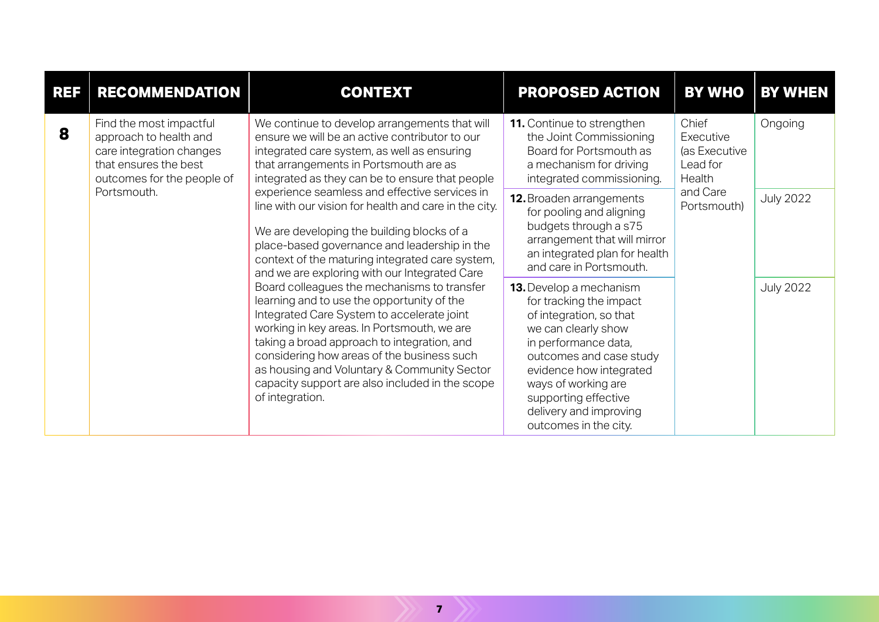| REF | RECOMMENDATION | CONTEXT | PROPOSED ACTION | BY WHO | BY WHEN |
|---|---|---|---|---|---|
| **8** | Find the most impactful approach to health and care integration changes that ensures the best outcomes for the people of Portsmouth. | We continue to develop arrangements that will ensure we will be an active contributor to our integrated care system, as well as ensuring that arrangements in Portsmouth are as integrated as they can be to ensure that people experience seamless and effective services in line with our vision for health and care in the city.<br><br>We are developing the building blocks of a place-based governance and leadership in the context of the maturing integrated care system, and we are exploring with our Integrated Care Board colleagues the mechanisms to transfer learning and to use the opportunity of the Integrated Care System to accelerate joint working in key areas. In Portsmouth, we are taking a broad approach to integration, and considering how areas of the business such as housing and Voluntary & Community Sector capacity support are also included in the scope of integration. | **11.** Continue to strengthen the Joint Commissioning Board for Portsmouth as a mechanism for driving integrated commissioning. | Chief Executive (as Executive Lead for Health and Care Portsmouth) | Ongoing |
| | | | **12.** Broaden arrangements for pooling and aligning budgets through a s75 arrangement that will mirror an integrated plan for health and care in Portsmouth. | | July 2022 |
| | | | **13.** Develop a mechanism for tracking the impact of integration, so that we can clearly show in performance data, outcomes and case study evidence how integrated ways of working are supporting effective delivery and improving outcomes in the city. | | July 2022 |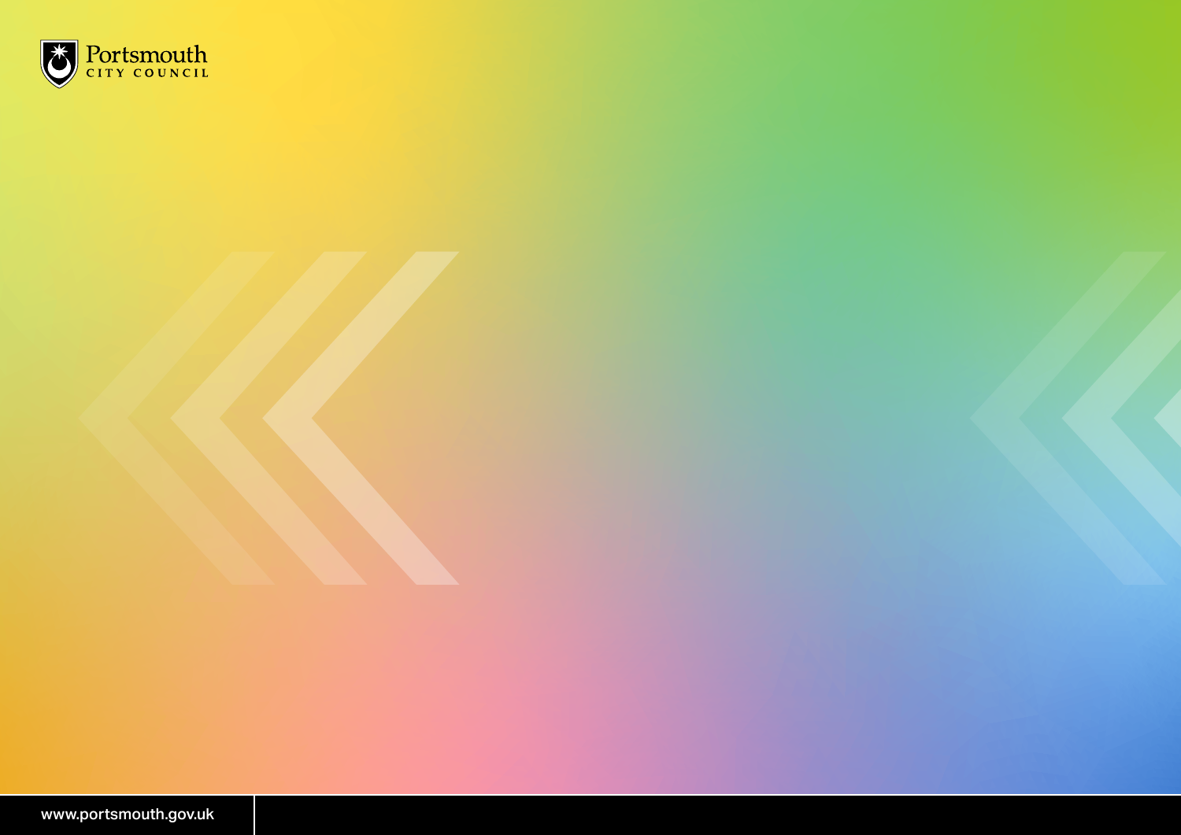Portsmouth
CITY COUNCIL

www.portsmouth.gov.uk